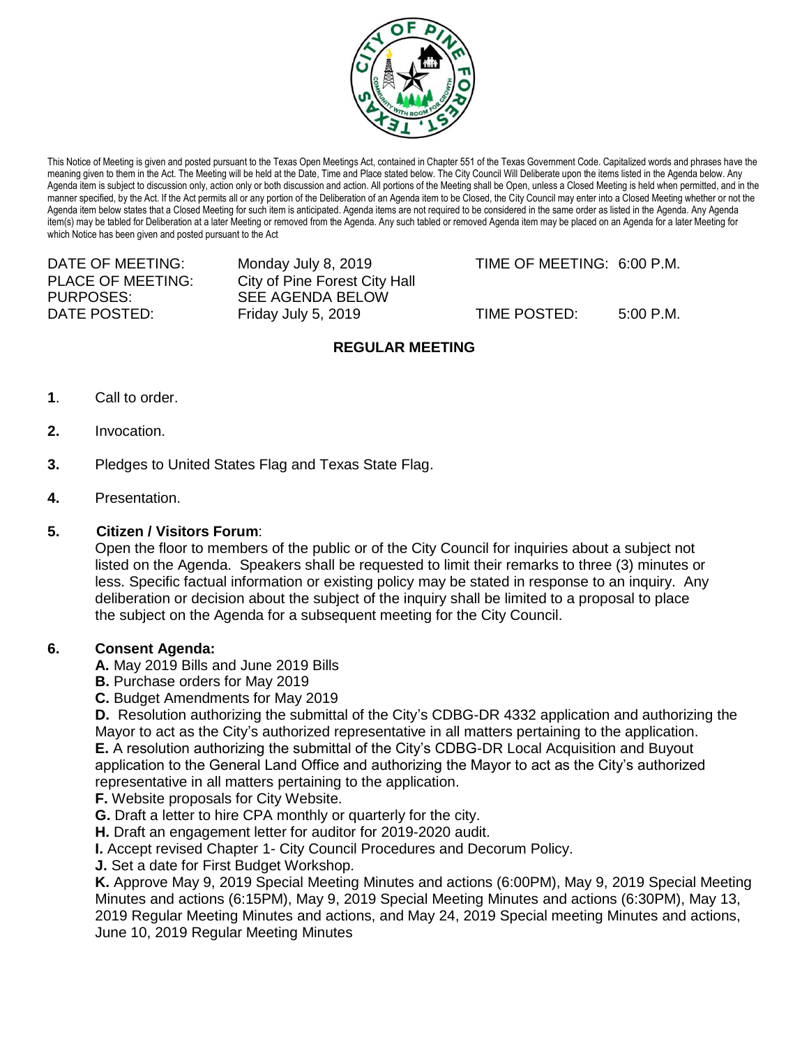This Notice of Meeting is given and posted pursuant to the Texas Open Meetings Act, contained in Chapter 551 of the Texas Government Code. Capitalized words and phrases have the meaning given to them in the Act. The Meeting will be held at the Date, Time and Place stated below. The City Council Will Deliberate upon the items listed in the Agenda below. Any Agenda item is subject to discussion only, action only or both discussion and action. All portions of the Meeting shall be Open, unless a Closed Meeting is held when permitted, and in the manner specified, by the Act. If the Act permits all or any portion of the Deliberation of an Agenda item to be Closed, the City Council may enter into a Closed Meeting whether or not the Agenda item below states that a Closed Meeting for such item is anticipated. Agenda items are not required to be considered in the same order as listed in the Agenda. Any Agenda item(s) may be tabled for Deliberation at a later Meeting or removed from the Agenda. Any such tabled or removed Agenda item may be placed on an Agenda for a later Meeting for which Notice has been given and posted pursuant to the Act

| | | | |
|---|---|---|---|
| DATE OF MEETING: | Monday July 8, 2019 | TIME OF MEETING: | 6:00 P.M. |
| PLACE OF MEETING: | City of Pine Forest City Hall | | |
| PURPOSES: | SEE AGENDA BELOW | | |
| DATE POSTED: | Friday July 5, 2019 | TIME POSTED: | 5:00 P.M. |

## REGULAR MEETING

**1**. Call to order.

**2.** Invocation.

**3.** Pledges to United States Flag and Texas State Flag.

**4.** Presentation.

**5. Citizen / Visitors Forum**:
Open the floor to members of the public or of the City Council for inquiries about a subject not listed on the Agenda. Speakers shall be requested to limit their remarks to three (3) minutes or less. Specific factual information or existing policy may be stated in response to an inquiry. Any deliberation or decision about the subject of the inquiry shall be limited to a proposal to place the subject on the Agenda for a subsequent meeting for the City Council.

**6. Consent Agenda:**

**A.** May 2019 Bills and June 2019 Bills

**B.** Purchase orders for May 2019

**C.** Budget Amendments for May 2019

**D.** Resolution authorizing the submittal of the City's CDBG-DR 4332 application and authorizing the Mayor to act as the City's authorized representative in all matters pertaining to the application.

**E.** A resolution authorizing the submittal of the City's CDBG-DR Local Acquisition and Buyout application to the General Land Office and authorizing the Mayor to act as the City's authorized representative in all matters pertaining to the application.

**F.** Website proposals for City Website.

**G.** Draft a letter to hire CPA monthly or quarterly for the city.

**H.** Draft an engagement letter for auditor for 2019-2020 audit.

**I.** Accept revised Chapter 1- City Council Procedures and Decorum Policy.

**J.** Set a date for First Budget Workshop.

**K.** Approve May 9, 2019 Special Meeting Minutes and actions (6:00PM), May 9, 2019 Special Meeting Minutes and actions (6:15PM), May 9, 2019 Special Meeting Minutes and actions (6:30PM), May 13, 2019 Regular Meeting Minutes and actions, and May 24, 2019 Special meeting Minutes and actions, June 10, 2019 Regular Meeting Minutes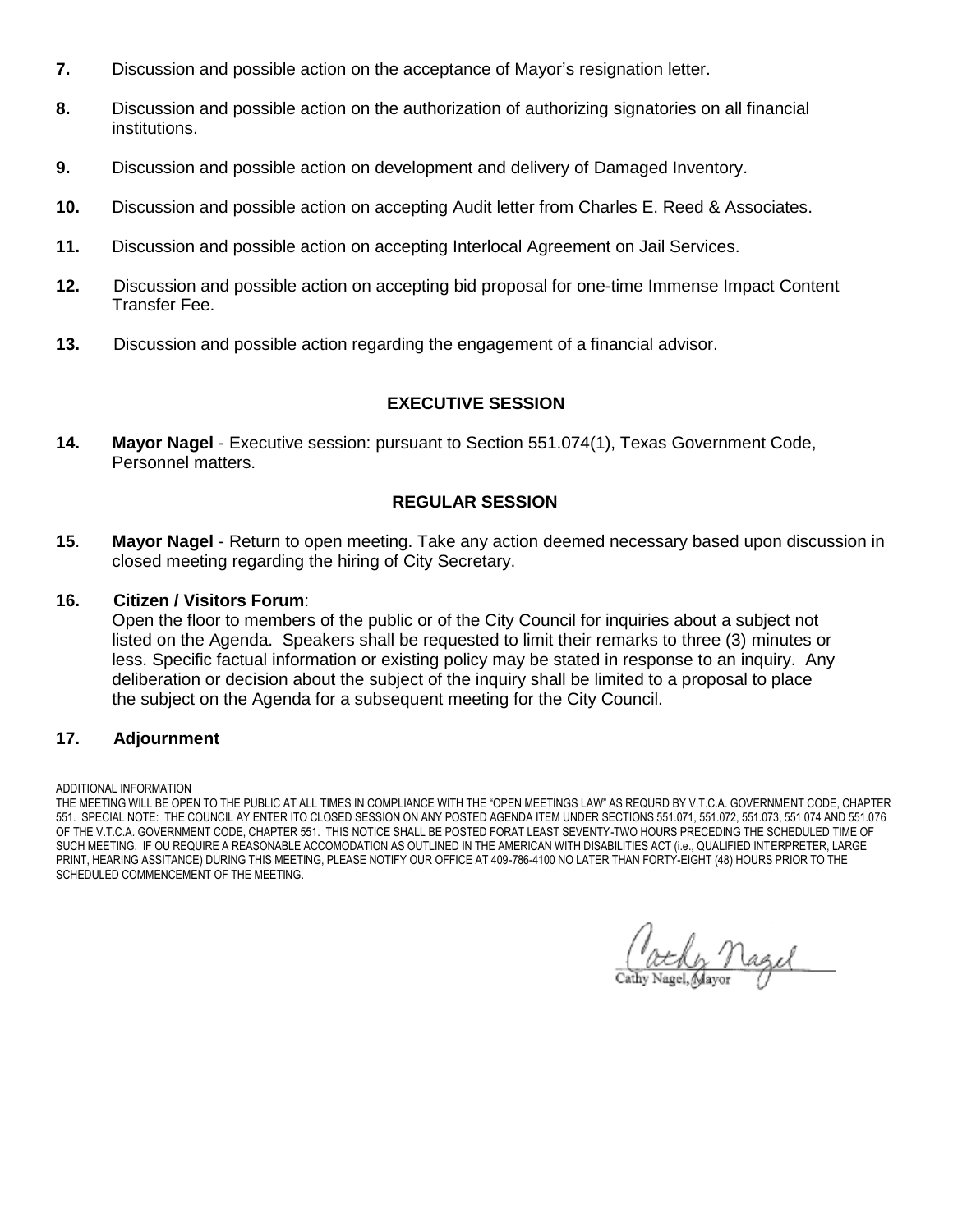**7.** Discussion and possible action on the acceptance of Mayor's resignation letter.

**8.** Discussion and possible action on the authorization of authorizing signatories on all financial institutions.

**9.** Discussion and possible action on development and delivery of Damaged Inventory.

**10.** Discussion and possible action on accepting Audit letter from Charles E. Reed & Associates.

**11.** Discussion and possible action on accepting Interlocal Agreement on Jail Services.

**12.** Discussion and possible action on accepting bid proposal for one-time Immense Impact Content Transfer Fee.

**13.** Discussion and possible action regarding the engagement of a financial advisor.

## EXECUTIVE SESSION

**14.** **Mayor Nagel** - Executive session: pursuant to Section 551.074(1), Texas Government Code, Personnel matters.

## REGULAR SESSION

**15**. **Mayor Nagel** - Return to open meeting. Take any action deemed necessary based upon discussion in closed meeting regarding the hiring of City Secretary.

**16.** **Citizen / Visitors Forum**:
Open the floor to members of the public or of the City Council for inquiries about a subject not listed on the Agenda. Speakers shall be requested to limit their remarks to three (3) minutes or less. Specific factual information or existing policy may be stated in response to an inquiry. Any deliberation or decision about the subject of the inquiry shall be limited to a proposal to place the subject on the Agenda for a subsequent meeting for the City Council.

**17.** **Adjournment**

ADDITIONAL INFORMATION
THE MEETING WILL BE OPEN TO THE PUBLIC AT ALL TIMES IN COMPLIANCE WITH THE "OPEN MEETINGS LAW" AS REQURD BY V.T.C.A. GOVERNMENT CODE, CHAPTER 551. SPECIAL NOTE: THE COUNCIL AY ENTER ITO CLOSED SESSION ON ANY POSTED AGENDA ITEM UNDER SECTIONS 551.071, 551.072, 551.073, 551.074 AND 551.076 OF THE V.T.C.A. GOVERNMENT CODE, CHAPTER 551. THIS NOTICE SHALL BE POSTED FORAT LEAST SEVENTY-TWO HOURS PRECEDING THE SCHEDULED TIME OF SUCH MEETING. IF OU REQUIRE A REASONABLE ACCOMODATION AS OUTLINED IN THE AMERICAN WITH DISABILITIES ACT (i.e., QUALIFIED INTERPRETER, LARGE PRINT, HEARING ASSITANCE) DURING THIS MEETING, PLEASE NOTIFY OUR OFFICE AT 409-786-4100 NO LATER THAN FORTY-EIGHT (48) HOURS PRIOR TO THE SCHEDULED COMMENCEMENT OF THE MEETING.

Cathy Nagel
Cathy Nagel, Mayor